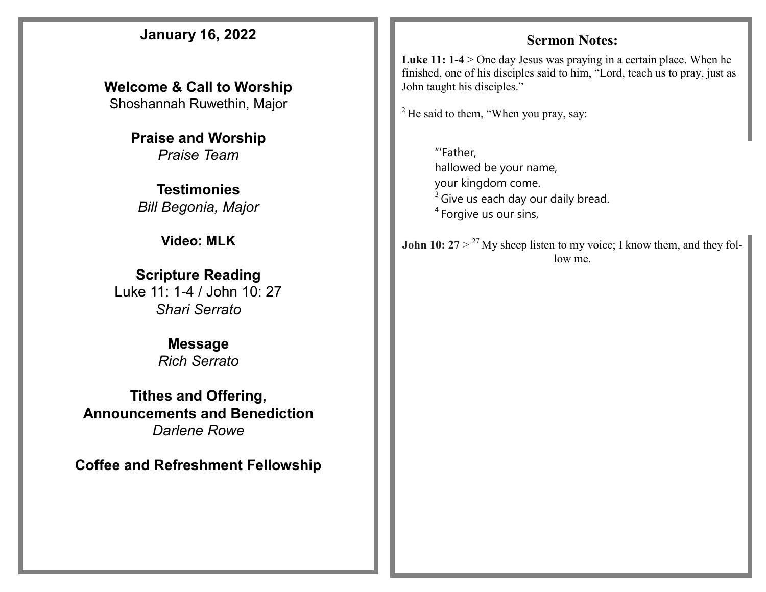## January 16, 2022

**Welcome & Call to Worship**
Shoshannah Ruwethin, Major

**Praise and Worship**
*Praise Team*

**Testimonies**
*Bill Begonia, Major*

**Video: MLK**

**Scripture Reading**
Luke 11: 1-4 / John 10: 27
*Shari Serrato*

**Message**
*Rich Serrato*

**Tithes and Offering,**
**Announcements and Benediction**
*Darlene Rowe*

**Coffee and Refreshment Fellowship**

## Sermon Notes:

**Luke 11: 1-4** > One day Jesus was praying in a certain place. When he finished, one of his disciples said to him, "Lord, teach us to pray, just as John taught his disciples."

[2] He said to them, "When you pray, say:

> "'Father,
> hallowed be your name,
> your kingdom come.
> [3] Give us each day our daily bread.
> [4] Forgive us our sins,

**John 10: 27** > [27] My sheep listen to my voice; I know them, and they follow me.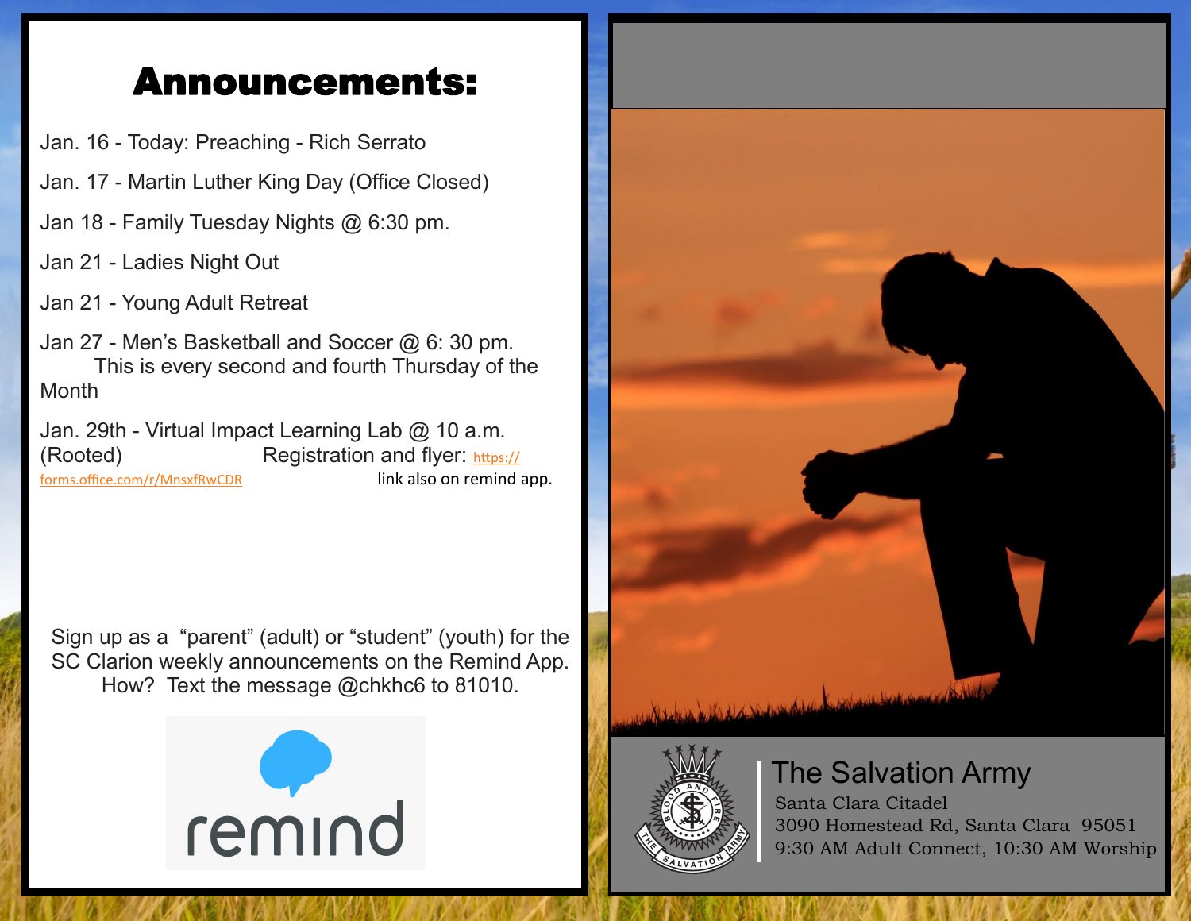# Announcements:

Jan. 16 - Today: Preaching - Rich Serrato

Jan. 17 - Martin Luther King Day (Office Closed)

Jan 18 - Family Tuesday Nights @ 6:30 pm.

Jan 21 - Ladies Night Out

Jan 21 - Young Adult Retreat

Jan 27 - Men's Basketball and Soccer @ 6: 30 pm.
This is every second and fourth Thursday of the Month

Jan. 29th - Virtual Impact Learning Lab @ 10 a.m. (Rooted) Registration and flyer: https://forms.office.com/r/MnsxfRwCDR link also on remind app.

Sign up as a "parent" (adult) or "student" (youth) for the SC Clarion weekly announcements on the Remind App. How? Text the message @chkhc6 to 81010.

remind

The Salvation Army
Santa Clara Citadel
3090 Homestead Rd, Santa Clara 95051
9:30 AM Adult Connect, 10:30 AM Worship